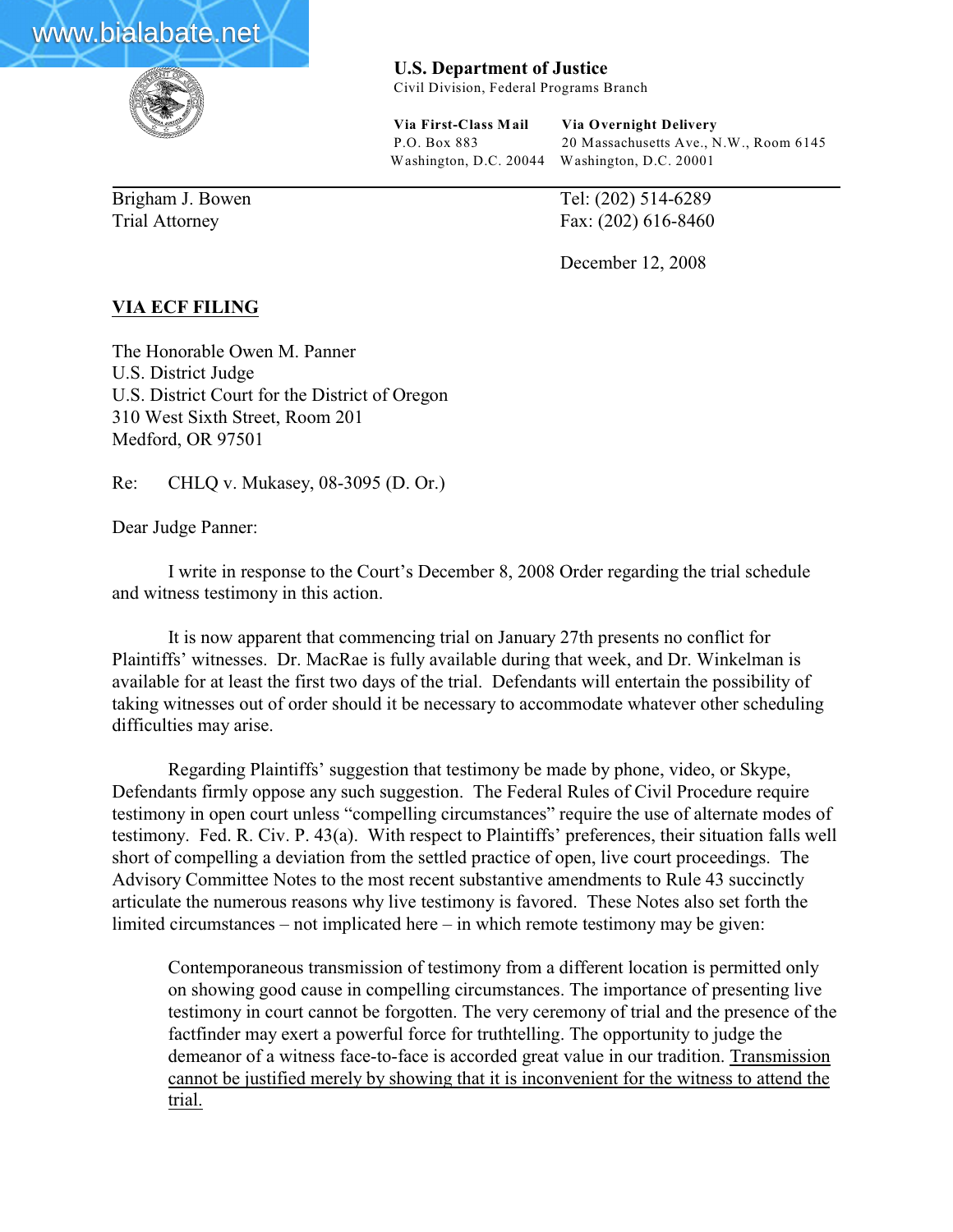**U.S. Department of Justice**
Civil Division, Federal Programs Branch

| **Via First-Class Mail** | **Via Overnight Delivery** |
| --- | --- |
| P.O. Box 883 | 20 Massachusetts Ave., N.W., Room 6145 |
| Washington, D.C. 20044 | Washington, D.C. 20001 |

Brigham J. Bowen
Trial Attorney

Tel: (202) 514-6289
Fax: (202) 616-8460

December 12, 2008

**VIA ECF FILING**

The Honorable Owen M. Panner
U.S. District Judge
U.S. District Court for the District of Oregon
310 West Sixth Street, Room 201
Medford, OR 97501

Re: CHLQ v. Mukasey, 08-3095 (D. Or.)

Dear Judge Panner:

I write in response to the Court's December 8, 2008 Order regarding the trial schedule and witness testimony in this action.

It is now apparent that commencing trial on January 27th presents no conflict for Plaintiffs' witnesses. Dr. MacRae is fully available during that week, and Dr. Winkelman is available for at least the first two days of the trial. Defendants will entertain the possibility of taking witnesses out of order should it be necessary to accommodate whatever other scheduling difficulties may arise.

Regarding Plaintiffs' suggestion that testimony be made by phone, video, or Skype, Defendants firmly oppose any such suggestion. The Federal Rules of Civil Procedure require testimony in open court unless "compelling circumstances" require the use of alternate modes of testimony. Fed. R. Civ. P. 43(a). With respect to Plaintiffs' preferences, their situation falls well short of compelling a deviation from the settled practice of open, live court proceedings. The Advisory Committee Notes to the most recent substantive amendments to Rule 43 succinctly articulate the numerous reasons why live testimony is favored. These Notes also set forth the limited circumstances – not implicated here – in which remote testimony may be given:

> Contemporaneous transmission of testimony from a different location is permitted only on showing good cause in compelling circumstances. The importance of presenting live testimony in court cannot be forgotten. The very ceremony of trial and the presence of the factfinder may exert a powerful force for truthtelling. The opportunity to judge the demeanor of a witness face-to-face is accorded great value in our tradition. <u>Transmission cannot be justified merely by showing that it is inconvenient for the witness to attend the trial.</u>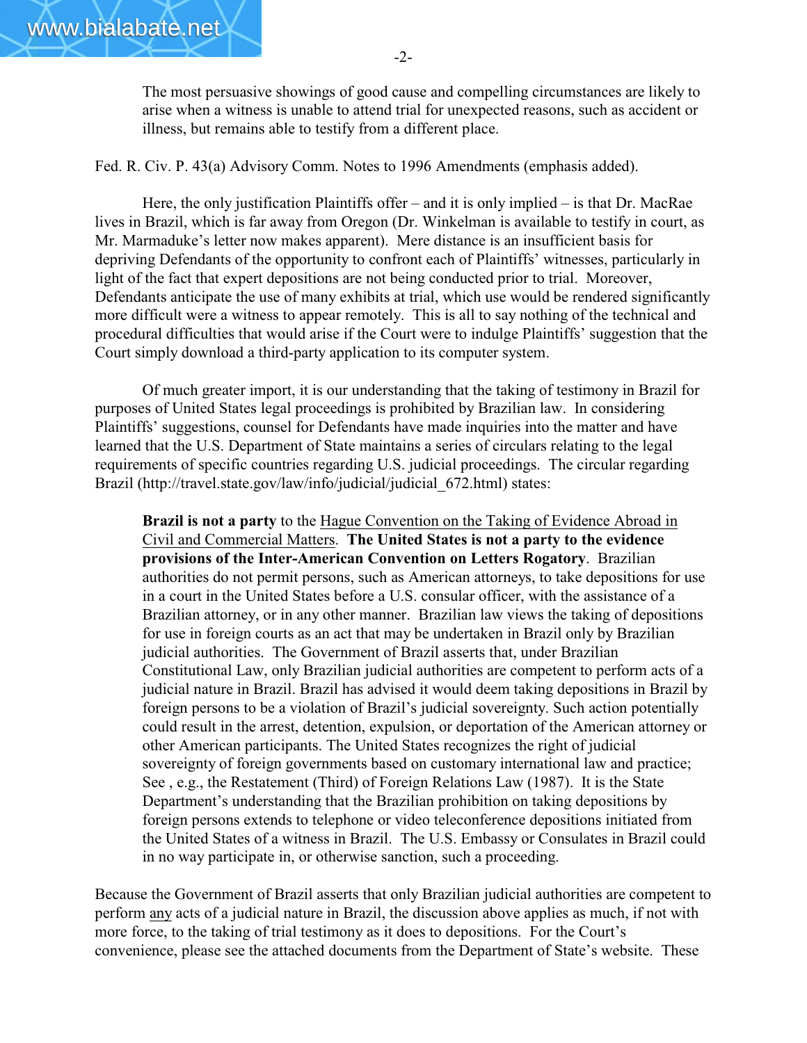> The most persuasive showings of good cause and compelling circumstances are likely to arise when a witness is unable to attend trial for unexpected reasons, such as accident or illness, but remains able to testify from a different place.

Fed. R. Civ. P. 43(a) Advisory Comm. Notes to 1996 Amendments (emphasis added).

Here, the only justification Plaintiffs offer – and it is only implied – is that Dr. MacRae lives in Brazil, which is far away from Oregon (Dr. Winkelman is available to testify in court, as Mr. Marmaduke's letter now makes apparent). Mere distance is an insufficient basis for depriving Defendants of the opportunity to confront each of Plaintiffs' witnesses, particularly in light of the fact that expert depositions are not being conducted prior to trial. Moreover, Defendants anticipate the use of many exhibits at trial, which use would be rendered significantly more difficult were a witness to appear remotely. This is all to say nothing of the technical and procedural difficulties that would arise if the Court were to indulge Plaintiffs' suggestion that the Court simply download a third-party application to its computer system.

Of much greater import, it is our understanding that the taking of testimony in Brazil for purposes of United States legal proceedings is prohibited by Brazilian law. In considering Plaintiffs' suggestions, counsel for Defendants have made inquiries into the matter and have learned that the U.S. Department of State maintains a series of circulars relating to the legal requirements of specific countries regarding U.S. judicial proceedings. The circular regarding Brazil (http://travel.state.gov/law/info/judicial/judicial_672.html) states:

> **Brazil is not a party** to the Hague Convention on the Taking of Evidence Abroad in Civil and Commercial Matters. **The United States is not a party to the evidence provisions of the Inter-American Convention on Letters Rogatory**. Brazilian authorities do not permit persons, such as American attorneys, to take depositions for use in a court in the United States before a U.S. consular officer, with the assistance of a Brazilian attorney, or in any other manner. Brazilian law views the taking of depositions for use in foreign courts as an act that may be undertaken in Brazil only by Brazilian judicial authorities. The Government of Brazil asserts that, under Brazilian Constitutional Law, only Brazilian judicial authorities are competent to perform acts of a judicial nature in Brazil. Brazil has advised it would deem taking depositions in Brazil by foreign persons to be a violation of Brazil's judicial sovereignty. Such action potentially could result in the arrest, detention, expulsion, or deportation of the American attorney or other American participants. The United States recognizes the right of judicial sovereignty of foreign governments based on customary international law and practice; See , e.g., the Restatement (Third) of Foreign Relations Law (1987). It is the State Department's understanding that the Brazilian prohibition on taking depositions by foreign persons extends to telephone or video teleconference depositions initiated from the United States of a witness in Brazil. The U.S. Embassy or Consulates in Brazil could in no way participate in, or otherwise sanction, such a proceeding.

Because the Government of Brazil asserts that only Brazilian judicial authorities are competent to perform any acts of a judicial nature in Brazil, the discussion above applies as much, if not with more force, to the taking of trial testimony as it does to depositions. For the Court's convenience, please see the attached documents from the Department of State's website. These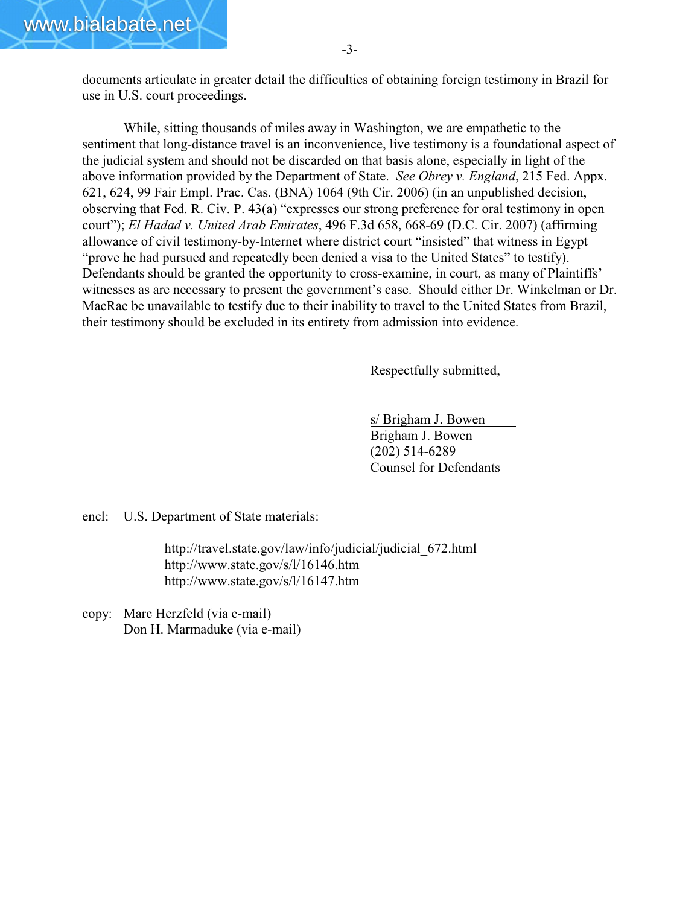documents articulate in greater detail the difficulties of obtaining foreign testimony in Brazil for use in U.S. court proceedings.

While, sitting thousands of miles away in Washington, we are empathetic to the sentiment that long-distance travel is an inconvenience, live testimony is a foundational aspect of the judicial system and should not be discarded on that basis alone, especially in light of the above information provided by the Department of State. *See Obrey v. England*, 215 Fed. Appx. 621, 624, 99 Fair Empl. Prac. Cas. (BNA) 1064 (9th Cir. 2006) (in an unpublished decision, observing that Fed. R. Civ. P. 43(a) "expresses our strong preference for oral testimony in open court"); *El Hadad v. United Arab Emirates*, 496 F.3d 658, 668-69 (D.C. Cir. 2007) (affirming allowance of civil testimony-by-Internet where district court "insisted" that witness in Egypt "prove he had pursued and repeatedly been denied a visa to the United States" to testify). Defendants should be granted the opportunity to cross-examine, in court, as many of Plaintiffs' witnesses as are necessary to present the government's case. Should either Dr. Winkelman or Dr. MacRae be unavailable to testify due to their inability to travel to the United States from Brazil, their testimony should be excluded in its entirety from admission into evidence.

Respectfully submitted,

s/ Brigham J. Bowen
Brigham J. Bowen
(202) 514-6289
Counsel for Defendants

encl: U.S. Department of State materials:

http://travel.state.gov/law/info/judicial/judicial_672.html
http://www.state.gov/s/l/16146.htm
http://www.state.gov/s/l/16147.htm

copy: Marc Herzfeld (via e-mail)
Don H. Marmaduke (via e-mail)